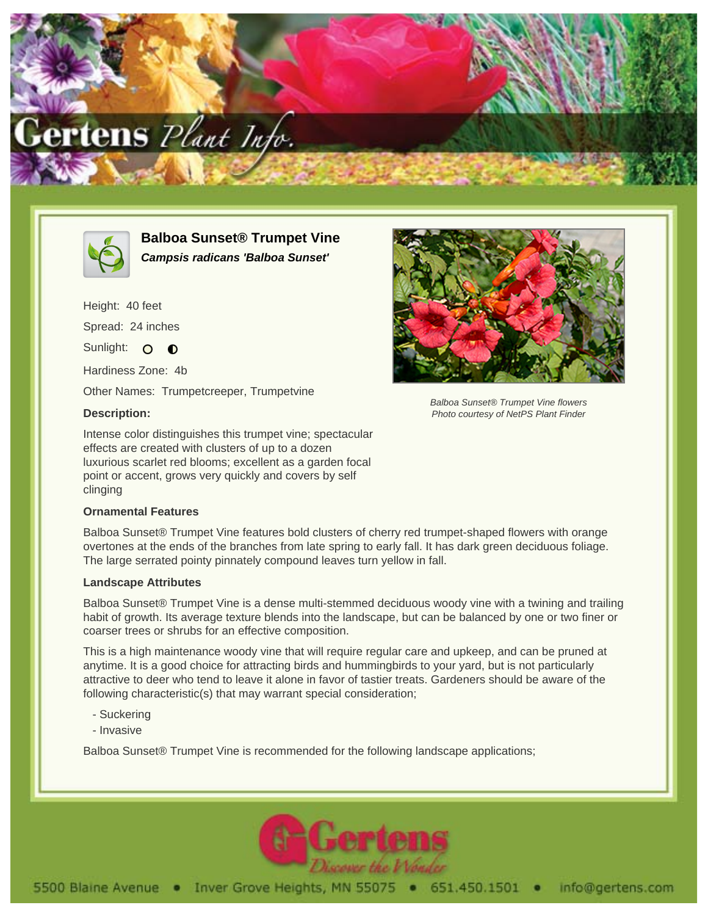# Balboa Sunset® Trumpet Vine

***Campsis radicans 'Balboa Sunset'***

Height: 40 feet

Spread: 24 inches

Sunlight:

Hardiness Zone: 4b

Other Names: Trumpetcreeper, Trumpetvine

Balboa Sunset® Trumpet Vine flowers
Photo courtesy of NetPS Plant Finder

### Description:

Intense color distinguishes this trumpet vine; spectacular effects are created with clusters of up to a dozen luxurious scarlet red blooms; excellent as a garden focal point or accent, grows very quickly and covers by self clinging

### Ornamental Features

Balboa Sunset® Trumpet Vine features bold clusters of cherry red trumpet-shaped flowers with orange overtones at the ends of the branches from late spring to early fall. It has dark green deciduous foliage. The large serrated pointy pinnately compound leaves turn yellow in fall.

### Landscape Attributes

Balboa Sunset® Trumpet Vine is a dense multi-stemmed deciduous woody vine with a twining and trailing habit of growth. Its average texture blends into the landscape, but can be balanced by one or two finer or coarser trees or shrubs for an effective composition.

This is a high maintenance woody vine that will require regular care and upkeep, and can be pruned at anytime. It is a good choice for attracting birds and hummingbirds to your yard, but is not particularly attractive to deer who tend to leave it alone in favor of tastier treats. Gardeners should be aware of the following characteristic(s) that may warrant special consideration;

- Suckering
- Invasive

Balboa Sunset® Trumpet Vine is recommended for the following landscape applications;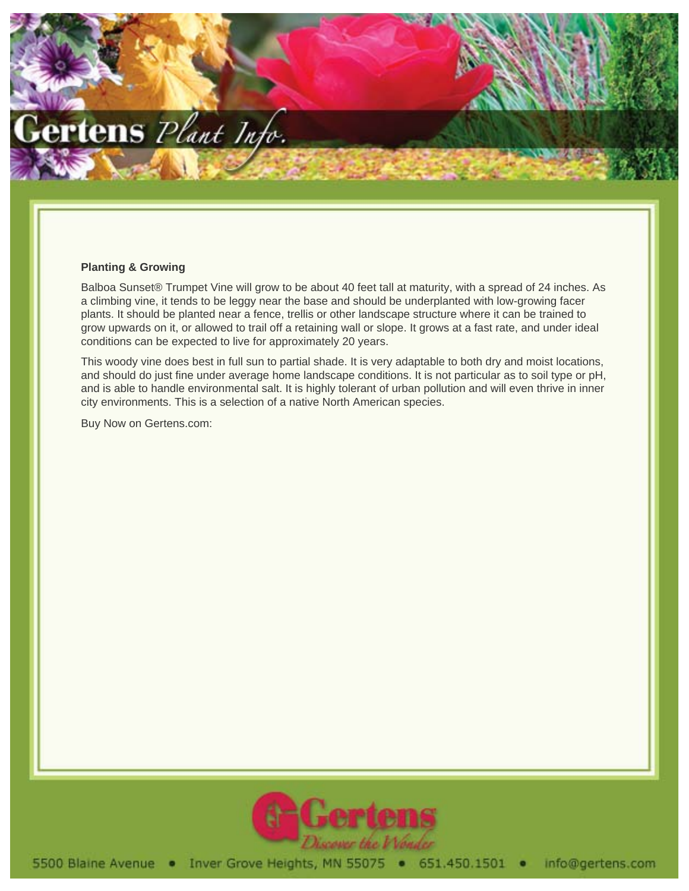### Planting & Growing

Balboa Sunset® Trumpet Vine will grow to be about 40 feet tall at maturity, with a spread of 24 inches. As a climbing vine, it tends to be leggy near the base and should be underplanted with low-growing facer plants. It should be planted near a fence, trellis or other landscape structure where it can be trained to grow upwards on it, or allowed to trail off a retaining wall or slope. It grows at a fast rate, and under ideal conditions can be expected to live for approximately 20 years.

This woody vine does best in full sun to partial shade. It is very adaptable to both dry and moist locations, and should do just fine under average home landscape conditions. It is not particular as to soil type or pH, and is able to handle environmental salt. It is highly tolerant of urban pollution and will even thrive in inner city environments. This is a selection of a native North American species.

Buy Now on Gertens.com: